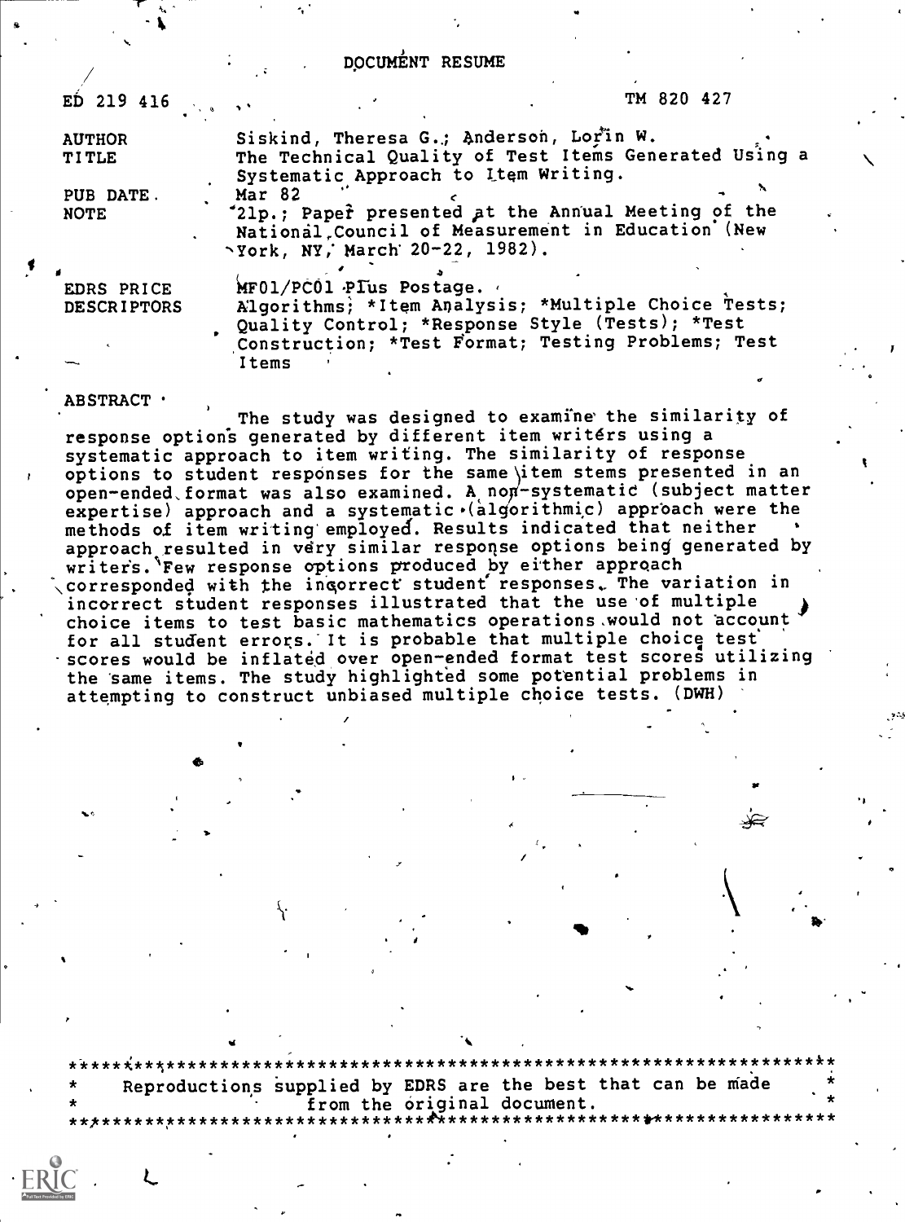# DOCUMENT RESUME

| | |
|---|---|
| ED 219 416 | TM 820 427 |
| AUTHOR | Siskind, Theresa G.; Anderson, Lorin W. |
| TITLE | The Technical Quality of Test Items Generated Using a Systematic Approach to Item Writing. |
| PUB DATE | Mar 82 |
| NOTE | 21p.; Paper presented at the Annual Meeting of the National Council of Measurement in Education (New York, NY, March 20-22, 1982). |
| EDRS PRICE | MF01/PC01 Plus Postage. |
| DESCRIPTORS | Algorithms; *Item Analysis; *Multiple Choice Tests; Quality Control; *Response Style (Tests); *Test Construction; *Test Format; Testing Problems; Test Items |

ABSTRACT

The study was designed to examine the similarity of response options generated by different item writers using a systematic approach to item writing. The similarity of response options to student responses for the same item stems presented in an open-ended format was also examined. A non-systematic (subject matter expertise) approach and a systematic (algorithmic) approach were the methods of item writing employed. Results indicated that neither approach resulted in very similar response options being generated by writers. Few response options produced by either approach corresponded with the incorrect student responses. The variation in incorrect student responses illustrated that the use of multiple choice items to test basic mathematics operations would not account for all student errors. It is probable that multiple choice test scores would be inflated over open-ended format test scores utilizing the same items. The study highlighted some potential problems in attempting to construct unbiased multiple choice tests. (DWH)

---

Reproductions supplied by EDRS are the best that can be made from the original document.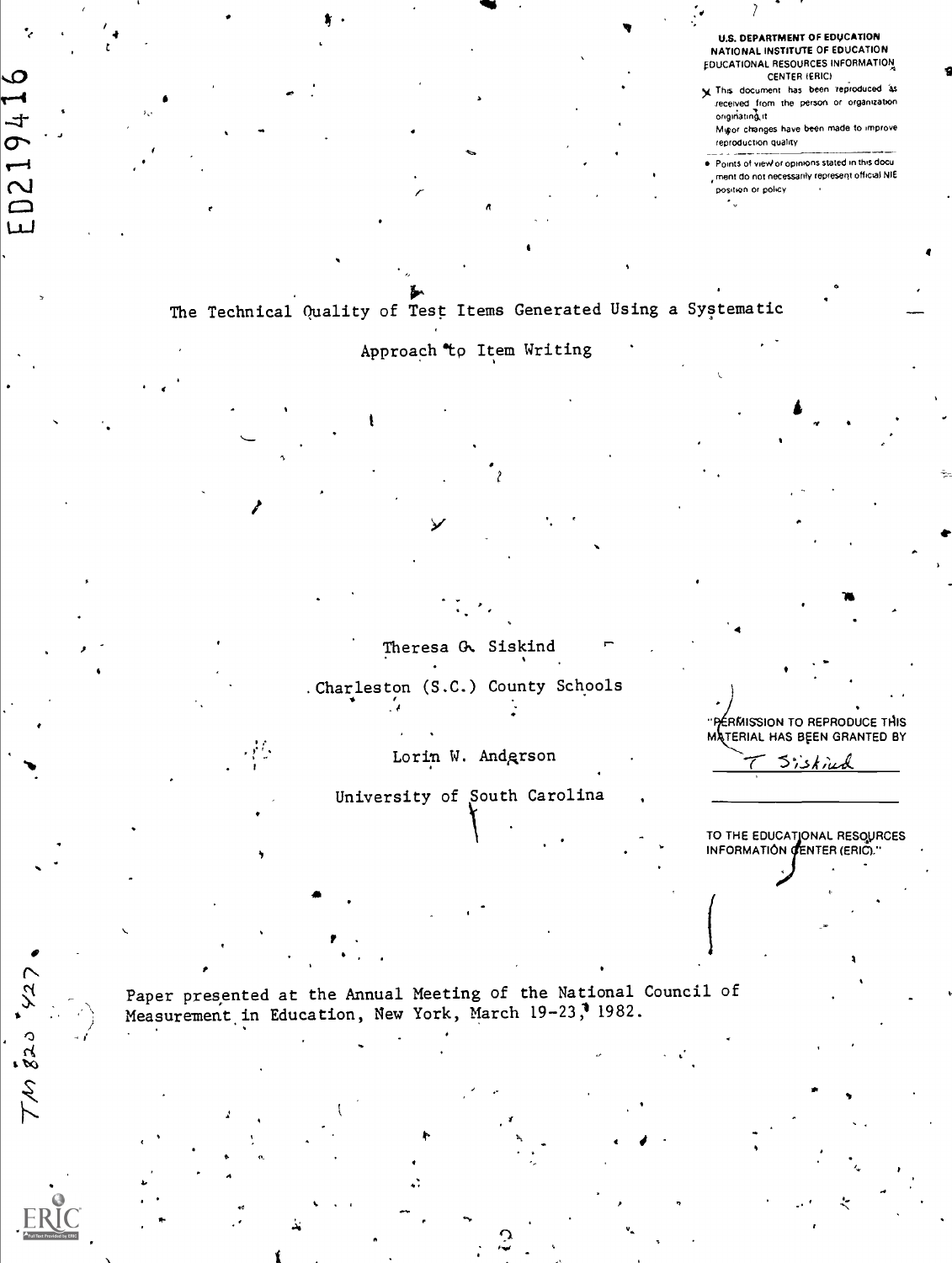U.S. DEPARTMENT OF EDUCATION
NATIONAL INSTITUTE OF EDUCATION
EDUCATIONAL RESOURCES INFORMATION CENTER (ERIC)

- This document has been reproduced as received from the person or organization originating it.
- Minor changes have been made to improve reproduction quality.
- Points of view or opinions stated in this document do not necessarily represent official NIE position or policy.

ED219416

# The Technical Quality of Test Items Generated Using a Systematic Approach to Item Writing

Theresa G. Siskind

Charleston (S.C.) County Schools

Lorin W. Anderson

University of South Carolina

"PERMISSION TO REPRODUCE THIS MATERIAL HAS BEEN GRANTED BY

T Siskind

TO THE EDUCATIONAL RESOURCES INFORMATION CENTER (ERIC)."

Paper presented at the Annual Meeting of the National Council of Measurement in Education, New York, March 19-23, 1982.

TM 820 427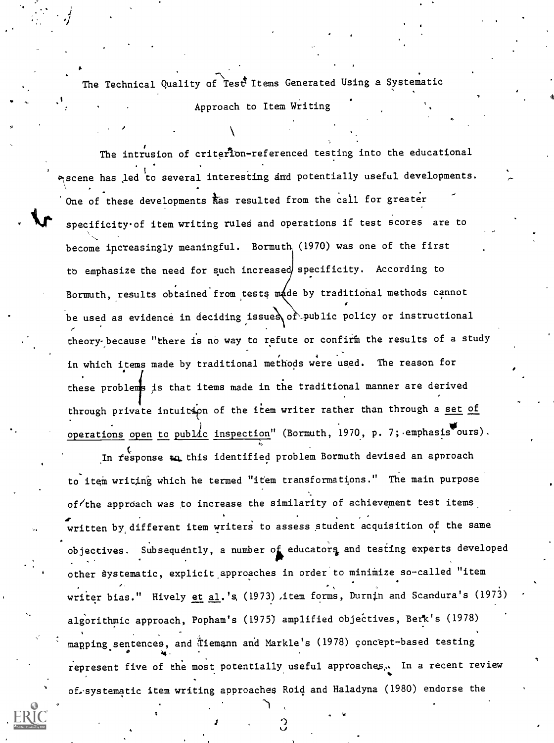The Technical Quality of Test Items Generated Using a Systematic Approach to Item Writing

The intrusion of criterion-referenced testing into the educational scene has led to several interesting and potentially useful developments. One of these developments has resulted from the call for greater specificity of item writing rules and operations if test scores are to become increasingly meaningful. Bormuth (1970) was one of the first to emphasize the need for such increased specificity. According to Bormuth, results obtained from tests made by traditional methods cannot be used as evidence in deciding issues of public policy or instructional theory because "there is no way to refute or confirm the results of a study in which items made by traditional methods were used. The reason for these problems is that items made in the traditional manner are derived through private intuition of the item writer rather than through a <u>set of operations open to public inspection</u>" (Bormuth, 1970, p. 7; emphasis ours).

In response to this identified problem Bormuth devised an approach to item writing which he termed "item transformations." The main purpose of the approach was to increase the similarity of achievement test items written by different item writers to assess student acquisition of the same objectives. Subsequently, a number of educators and testing experts developed other systematic, explicit approaches in order to minimize so-called "item writer bias." Hively <u>et al.</u>'s (1973) item forms, Durnin and Scandura's (1973) algorithmic approach, Popham's (1975) amplified objectives, Berk's (1978) mapping sentences, and Tiemann and Markle's (1978) concept-based testing represent five of the most potentially useful approaches. In a recent review of systematic item writing approaches Roid and Haladyna (1980) endorse the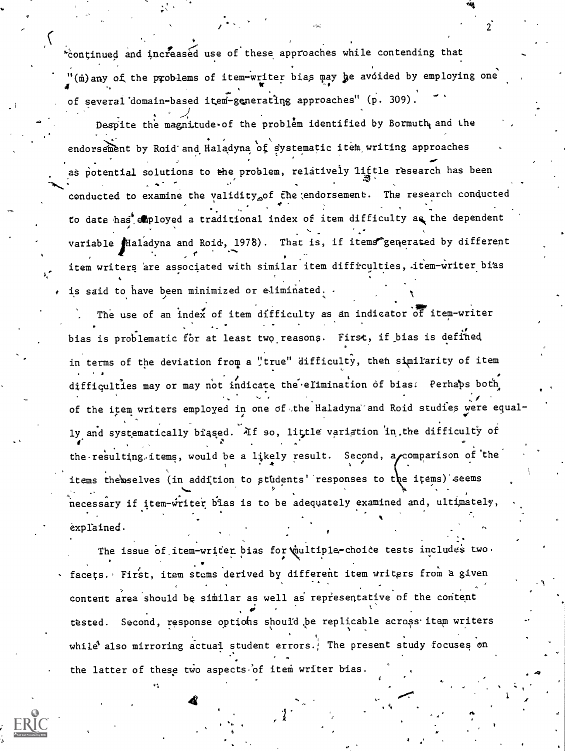continued and increased use of these approaches while contending that "(m)any of the problems of item-writer bias may be avoided by employing one of several domain-based item-generating approaches" (p. 309).

Despite the magnitude of the problem identified by Bormuth and the endorsement by Roid and Haladyna of systematic item writing approaches as potential solutions to the problem, relatively little research has been conducted to examine the validity of the endorsement. The research conducted to date has employed a traditional index of item difficulty as the dependent variable (Haladyna and Roid, 1978). That is, if items generated by different item writers are associated with similar item difficulties, item-writer bias is said to have been minimized or eliminated.

The use of an index of item difficulty as an indicator of item-writer bias is problematic for at least two reasons. First, if bias is defined in terms of the deviation from a "true" difficulty, then similarity of item difficulties may or may not indicate the elimination of bias. Perhaps both of the item writers employed in one of the Haladyna and Roid studies were equally and systematically biased. If so, little variation in the difficulty of the resulting items, would be a likely result. Second, a comparison of the items themselves (in addition to students' responses to the items) seems necessary if item-writer bias is to be adequately examined and, ultimately, explained.

The issue of item-writer bias for multiple-choice tests includes two facets. First, item stems derived by different item writers from a given content area should be similar as well as representative of the content tested. Second, response options should be replicable across item writers while also mirroring actual student errors. The present study focuses on the latter of these two aspects of item writer bias.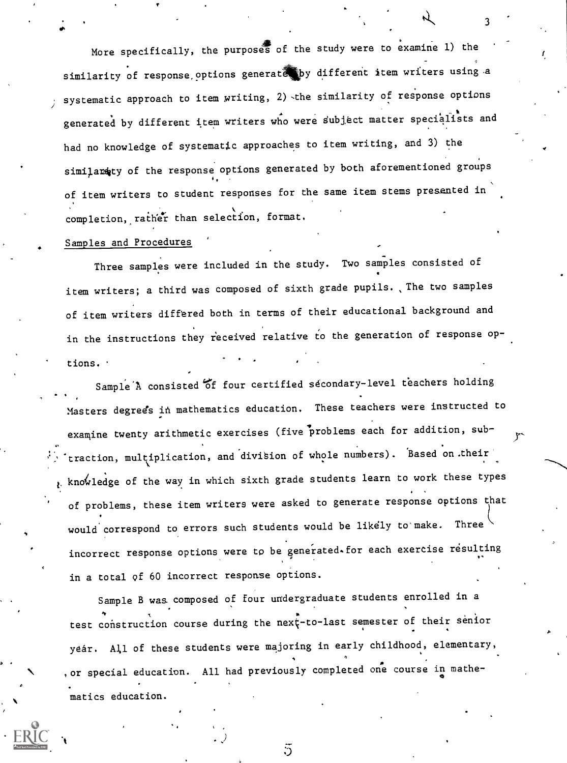More specifically, the purposes of the study were to examine 1) the similarity of response options generated by different item writers using a systematic approach to item writing, 2) the similarity of response options generated by different item writers who were subject matter specialists and had no knowledge of systematic approaches to item writing, and 3) the similarity of the response options generated by both aforementioned groups of item writers to student responses for the same item stems presented in completion, rather than selection, format.

Samples and Procedures

Three samples were included in the study. Two samples consisted of item writers; a third was composed of sixth grade pupils. The two samples of item writers differed both in terms of their educational background and in the instructions they received relative to the generation of response options.

Sample A consisted of four certified secondary-level teachers holding Masters degrees in mathematics education. These teachers were instructed to examine twenty arithmetic exercises (five problems each for addition, subtraction, multiplication, and division of whole numbers). Based on their knowledge of the way in which sixth grade students learn to work these types of problems, these item writers were asked to generate response options that would correspond to errors such students would be likely to make. Three incorrect response options were to be generated for each exercise resulting in a total of 60 incorrect response options.

Sample B was composed of four undergraduate students enrolled in a test construction course during the next-to-last semester of their senior year. All of these students were majoring in early childhood, elementary, or special education. All had previously completed one course in mathematics education.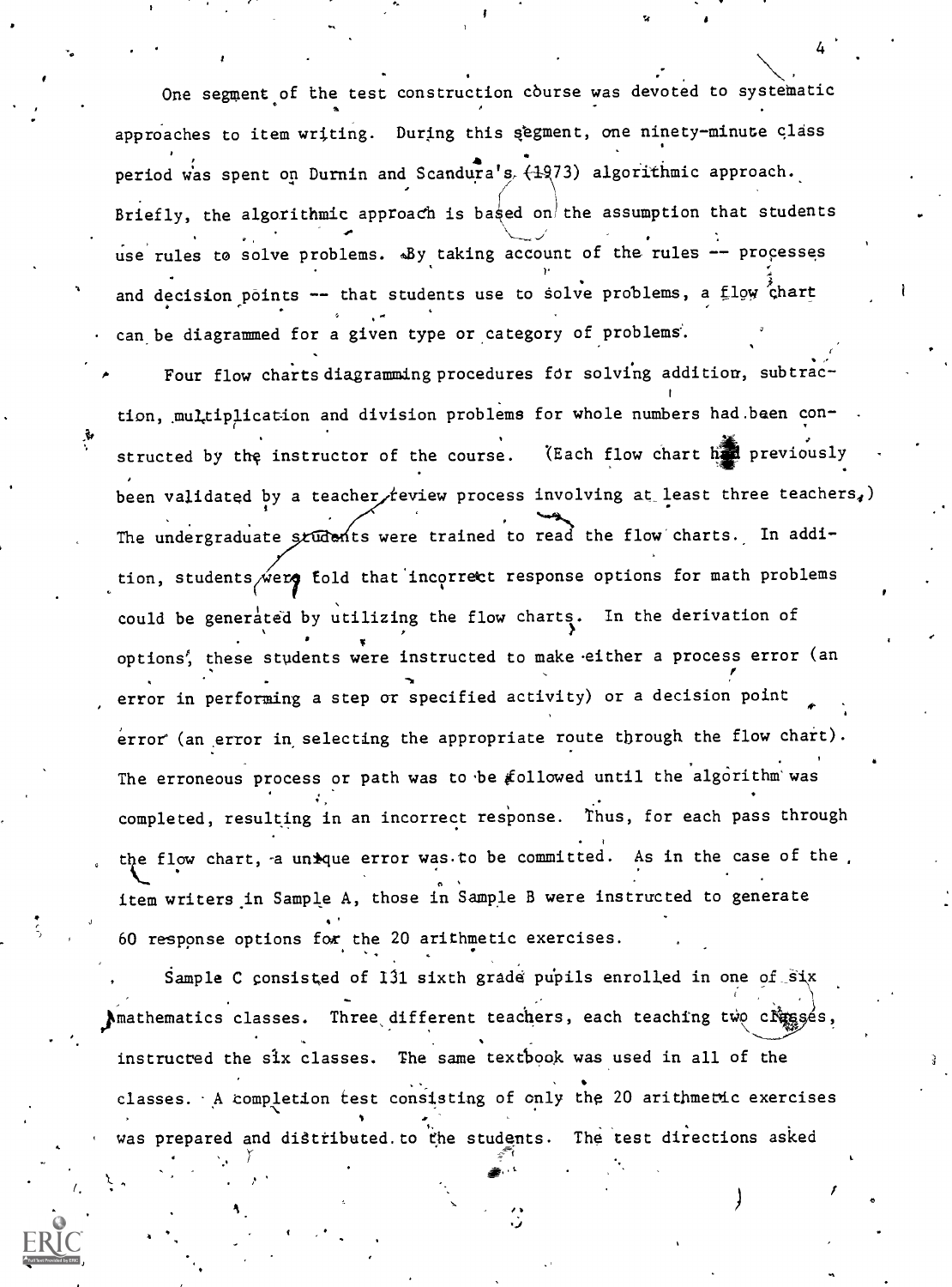One segment of the test construction course was devoted to systematic approaches to item writing. During this segment, one ninety-minute class period was spent on Durnin and Scandura's (1973) algorithmic approach. Briefly, the algorithmic approach is based on the assumption that students use rules to solve problems. By taking account of the rules -- processes and decision points -- that students use to solve problems, a flow chart can be diagrammed for a given type or category of problems.

Four flow charts diagramming procedures for solving addition, subtraction, multiplication and division problems for whole numbers had been constructed by the instructor of the course. (Each flow chart had previously been validated by a teacher review process involving at least three teachers.) The undergraduate students were trained to read the flow charts. In addition, students were told that incorrect response options for math problems could be generated by utilizing the flow charts. In the derivation of options, these students were instructed to make either a process error (an error in performing a step or specified activity) or a decision point error (an error in selecting the appropriate route through the flow chart). The erroneous process or path was to be followed until the algorithm was completed, resulting in an incorrect response. Thus, for each pass through the flow chart, a unique error was to be committed. As in the case of the item writers in Sample A, those in Sample B were instructed to generate 60 response options for the 20 arithmetic exercises.

Sample C consisted of 131 sixth grade pupils enrolled in one of six mathematics classes. Three different teachers, each teaching two classes, instructed the six classes. The same textbook was used in all of the classes. A completion test consisting of only the 20 arithmetic exercises was prepared and distributed to the students. The test directions asked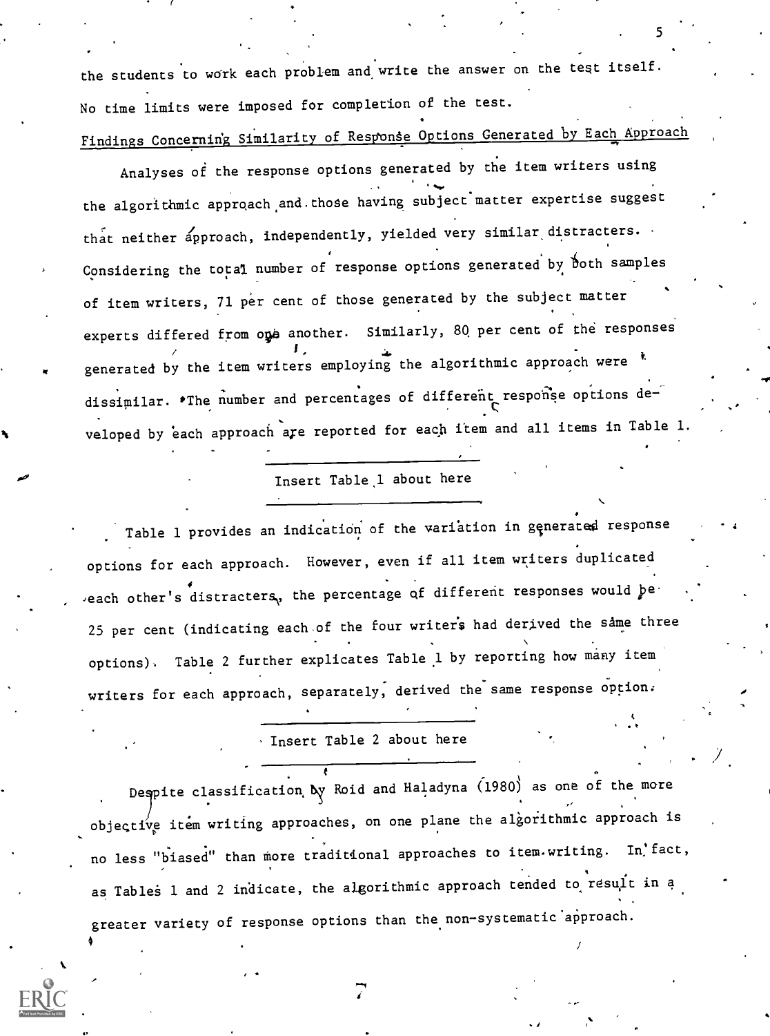the students to work each problem and write the answer on the test itself. No time limits were imposed for completion of the test.

Findings Concerning Similarity of Response Options Generated by Each Approach

Analyses of the response options generated by the item writers using the algorithmic approach and those having subject matter expertise suggest that neither approach, independently, yielded very similar distracters. Considering the total number of response options generated by both samples of item writers, 71 per cent of those generated by the subject matter experts differed from one another. Similarly, 80 per cent of the responses generated by the item writers employing the algorithmic approach were dissimilar. The number and percentages of different response options developed by each approach are reported for each item and all items in Table 1.

Insert Table 1 about here

Table 1 provides an indication of the variation in generated response options for each approach. However, even if all item writers duplicated each other's distracters, the percentage of different responses would be 25 per cent (indicating each of the four writers had derived the same three options). Table 2 further explicates Table 1 by reporting how many item writers for each approach, separately, derived the same response option.

Insert Table 2 about here

Despite classification by Roid and Haladyna (1980) as one of the more objective item writing approaches, on one plane the algorithmic approach is no less "biased" than more traditional approaches to item writing. In fact, as Tables 1 and 2 indicate, the algorithmic approach tended to result in a greater variety of response options than the non-systematic approach.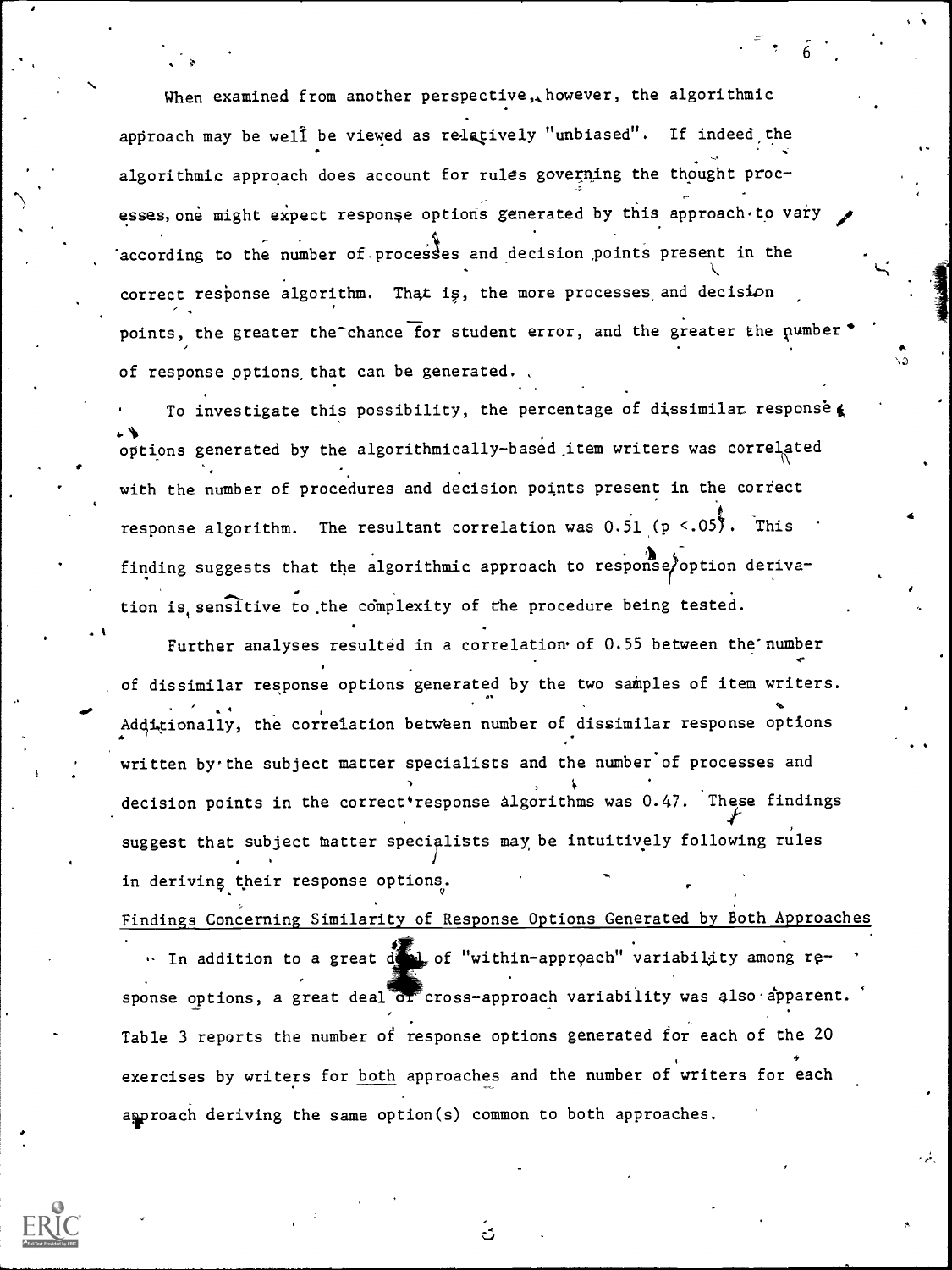When examined from another perspective, however, the algorithmic approach may be well be viewed as relatively "unbiased". If indeed the algorithmic approach does account for rules governing the thought processes, one might expect response options generated by this approach to vary according to the number of processes and decision points present in the correct response algorithm. That is, the more processes and decision points, the greater the chance for student error, and the greater the number of response options that can be generated.

To investigate this possibility, the percentage of dissimilar response options generated by the algorithmically-based item writers was correlated with the number of procedures and decision points present in the correct response algorithm. The resultant correlation was 0.51 ($p < .05$). This finding suggests that the algorithmic approach to response option derivation is sensitive to the complexity of the procedure being tested.

Further analyses resulted in a correlation of 0.55 between the number of dissimilar response options generated by the two samples of item writers. Additionally, the correlation between number of dissimilar response options written by the subject matter specialists and the number of processes and decision points in the correct response algorithms was 0.47. These findings suggest that subject matter specialists may be intuitively following rules in deriving their response options.

## Findings Concerning Similarity of Response Options Generated by Both Approaches

In addition to a great deal of "within-approach" variability among response options, a great deal of cross-approach variability was also apparent. Table 3 reports the number of response options generated for each of the 20 exercises by writers for both approaches and the number of writers for each approach deriving the same option(s) common to both approaches.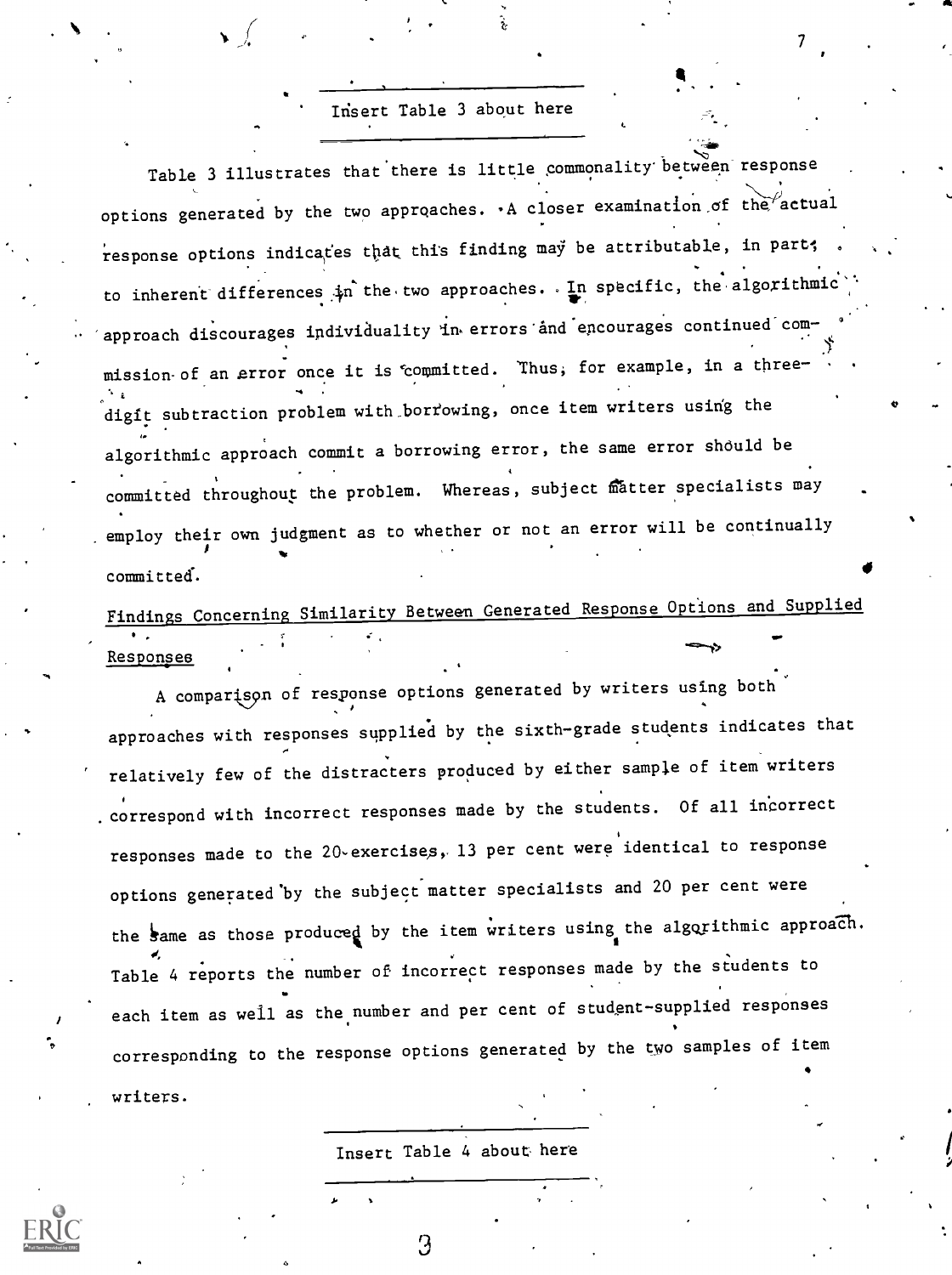Insert Table 3 about here

Table 3 illustrates that there is little commonality between response options generated by the two approaches. A closer examination of the actual response options indicates that this finding may be attributable, in part, to inherent differences in the two approaches. In specific, the algorithmic approach discourages individuality in errors and encourages continued commission of an error once it is committed. Thus, for example, in a three-digit subtraction problem with borrowing, once item writers using the algorithmic approach commit a borrowing error, the same error should be committed throughout the problem. Whereas, subject matter specialists may employ their own judgment as to whether or not an error will be continually committed.

Findings Concerning Similarity Between Generated Response Options and Supplied Responses

A comparison of response options generated by writers using both approaches with responses supplied by the sixth-grade students indicates that relatively few of the distracters produced by either sample of item writers correspond with incorrect responses made by the students. Of all incorrect responses made to the 20 exercises, 13 per cent were identical to response options generated by the subject matter specialists and 20 per cent were the same as those produced by the item writers using the algorithmic approach. Table 4 reports the number of incorrect responses made by the students to each item as well as the number and per cent of student-supplied responses corresponding to the response options generated by the two samples of item writers.

Insert Table 4 about here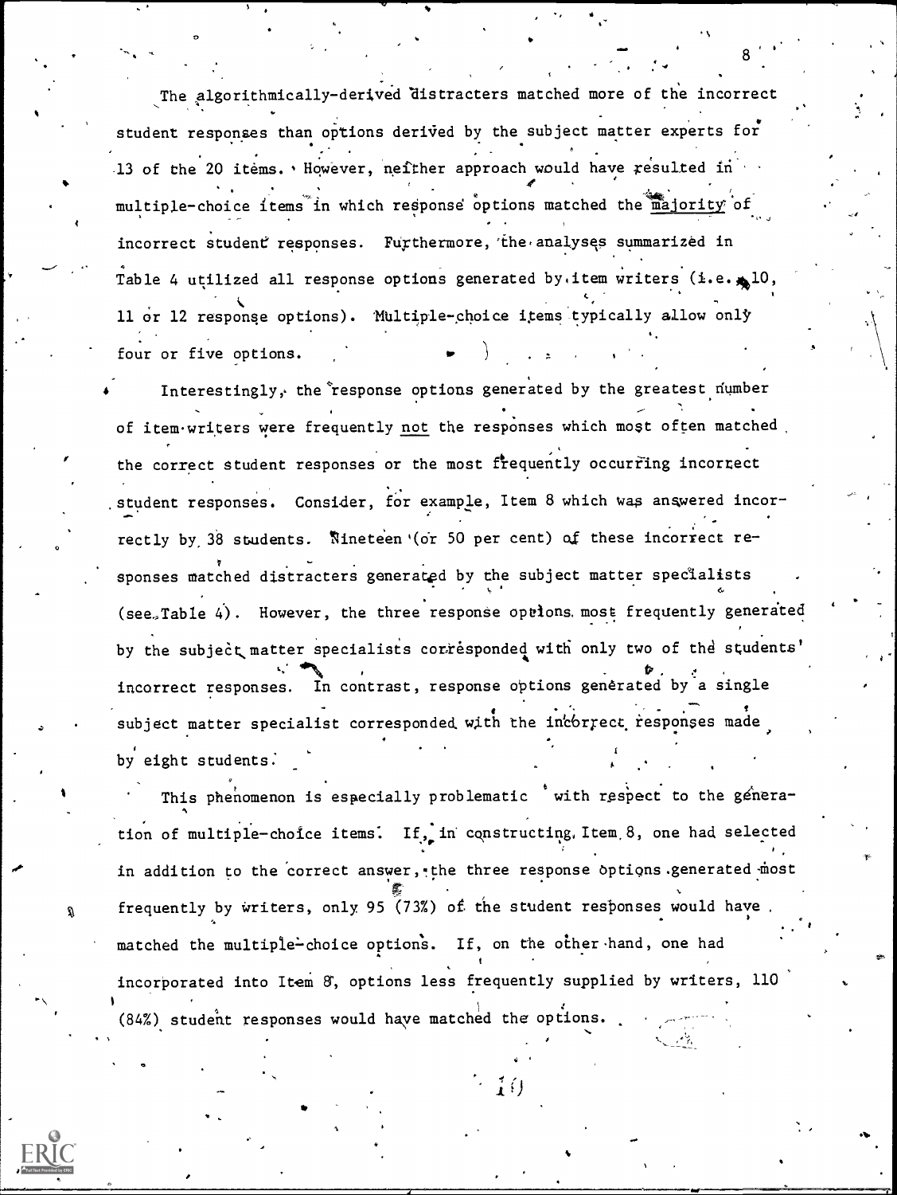The algorithmically-derived distracters matched more of the incorrect student responses than options derived by the subject matter experts for 13 of the 20 items. However, neither approach would have resulted in multiple-choice items in which response options matched the majority of incorrect student responses. Furthermore, the analyses summarized in Table 4 utilized all response options generated by item writers (i.e. 10, 11 or 12 response options). Multiple-choice items typically allow only four or five options.

Interestingly, the response options generated by the greatest number of item writers were frequently not the responses which most often matched the correct student responses or the most frequently occurring incorrect student responses. Consider, for example, Item 8 which was answered incorrectly by 38 students. Nineteen (or 50 per cent) of these incorrect responses matched distracters generated by the subject matter specialists (see Table 4). However, the three response options most frequently generated by the subject matter specialists corresponded with only two of the students' incorrect responses. In contrast, response options generated by a single subject matter specialist corresponded with the incorrect responses made by eight students.

This phenomenon is especially problematic with respect to the generation of multiple-choice items. If, in constructing Item 8, one had selected in addition to the correct answer, the three response options generated most frequently by writers, only 95 (73%) of the student responses would have matched the multiple-choice options. If, on the other hand, one had incorporated into Item 8, options less frequently supplied by writers, 110 (84%) student responses would have matched the options.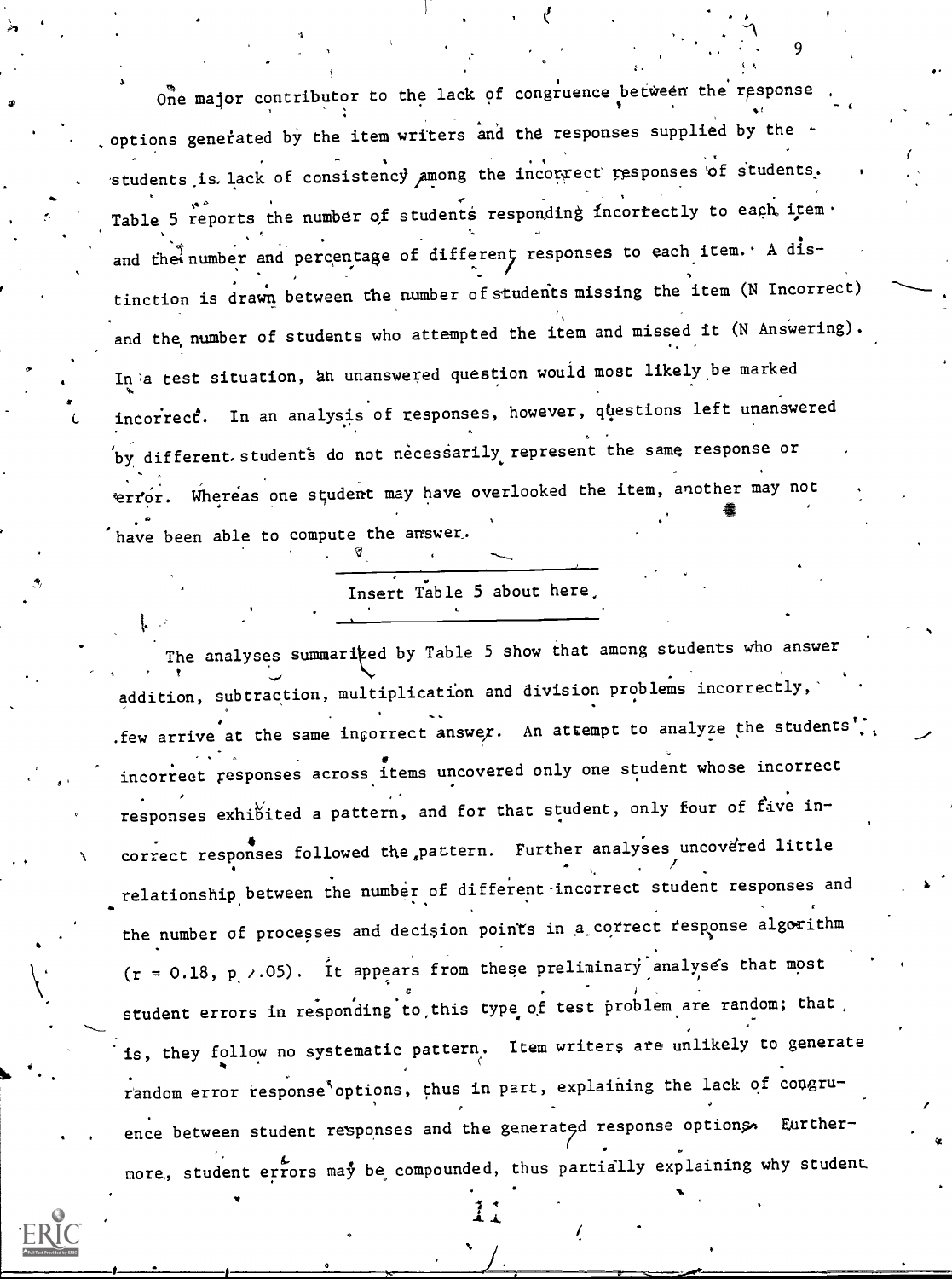One major contributor to the lack of congruence between the response options generated by the item writers and the responses supplied by the students is lack of consistency among the incorrect responses of students. Table 5 reports the number of students responding incorrectly to each item and the number and percentage of different responses to each item. A distinction is drawn between the number of students missing the item (N Incorrect) and the number of students who attempted the item and missed it (N Answering). In a test situation, an unanswered question would most likely be marked incorrect. In an analysis of responses, however, questions left unanswered by different students do not necessarily represent the same response or error. Whereas one student may have overlooked the item, another may not have been able to compute the answer.

Insert Table 5 about here.

The analyses summarized by Table 5 show that among students who answer addition, subtraction, multiplication and division problems incorrectly, few arrive at the same incorrect answer. An attempt to analyze the students' incorrect responses across items uncovered only one student whose incorrect responses exhibited a pattern, and for that student, only four of five incorrect responses followed the pattern. Further analyses uncovered little relationship between the number of different incorrect student responses and the number of processes and decision points in a correct response algorithm ($r = 0.18$, $p > .05$). It appears from these preliminary analyses that most student errors in responding to this type of test problem are random; that is, they follow no systematic pattern. Item writers are unlikely to generate random error response options, thus in part, explaining the lack of congruence between student responses and the generated response options. Furthermore, student errors may be compounded, thus partially explaining why student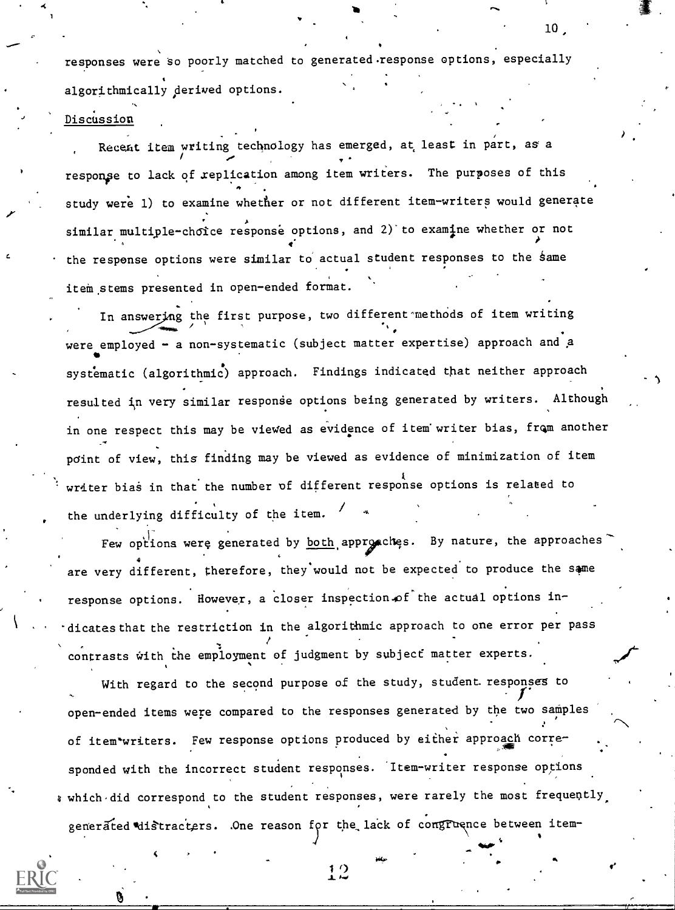responses were so poorly matched to generated response options, especially algorithmically derived options.

## Discussion

Recent item writing technology has emerged, at least in part, as a response to lack of replication among item writers. The purposes of this study were 1) to examine whether or not different item-writers would generate similar multiple-choice response options, and 2) to examine whether or not the response options were similar to actual student responses to the same item stems presented in open-ended format.

In answering the first purpose, two different methods of item writing were employed - a non-systematic (subject matter expertise) approach and a systematic (algorithmic) approach. Findings indicated that neither approach resulted in very similar response options being generated by writers. Although in one respect this may be viewed as evidence of item writer bias, from another point of view, this finding may be viewed as evidence of minimization of item writer bias in that the number of different response options is related to the underlying difficulty of the item.

Few options were generated by <u>both</u> approaches. By nature, the approaches are very different, therefore, they would not be expected to produce the same response options. However, a closer inspection of the actual options indicates that the restriction in the algorithmic approach to one error per pass contrasts with the employment of judgment by subject matter experts.

With regard to the second purpose of the study, student responses to open-ended items were compared to the responses generated by the two samples of item-writers. Few response options produced by either approach corresponded with the incorrect student responses. Item-writer response options which did correspond to the student responses, were rarely the most frequently generated distracters. One reason for the lack of congruence between item-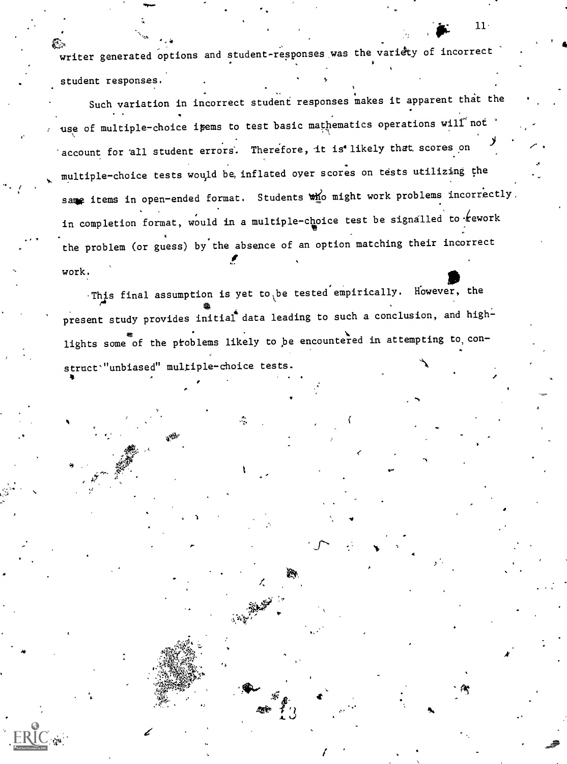writer generated options and student-responses was the variety of incorrect student responses.

Such variation in incorrect student responses makes it apparent that the use of multiple-choice items to test basic mathematics operations will not account for all student errors. Therefore, it is likely that scores on multiple-choice tests would be inflated over scores on tests utilizing the same items in open-ended format. Students who might work problems incorrectly in completion format, would in a multiple-choice test be signalled to rework the problem (or guess) by the absence of an option matching their incorrect work.

This final assumption is yet to be tested empirically. However, the present study provides initial data leading to such a conclusion, and highlights some of the problems likely to be encountered in attempting to construct "unbiased" multiple-choice tests.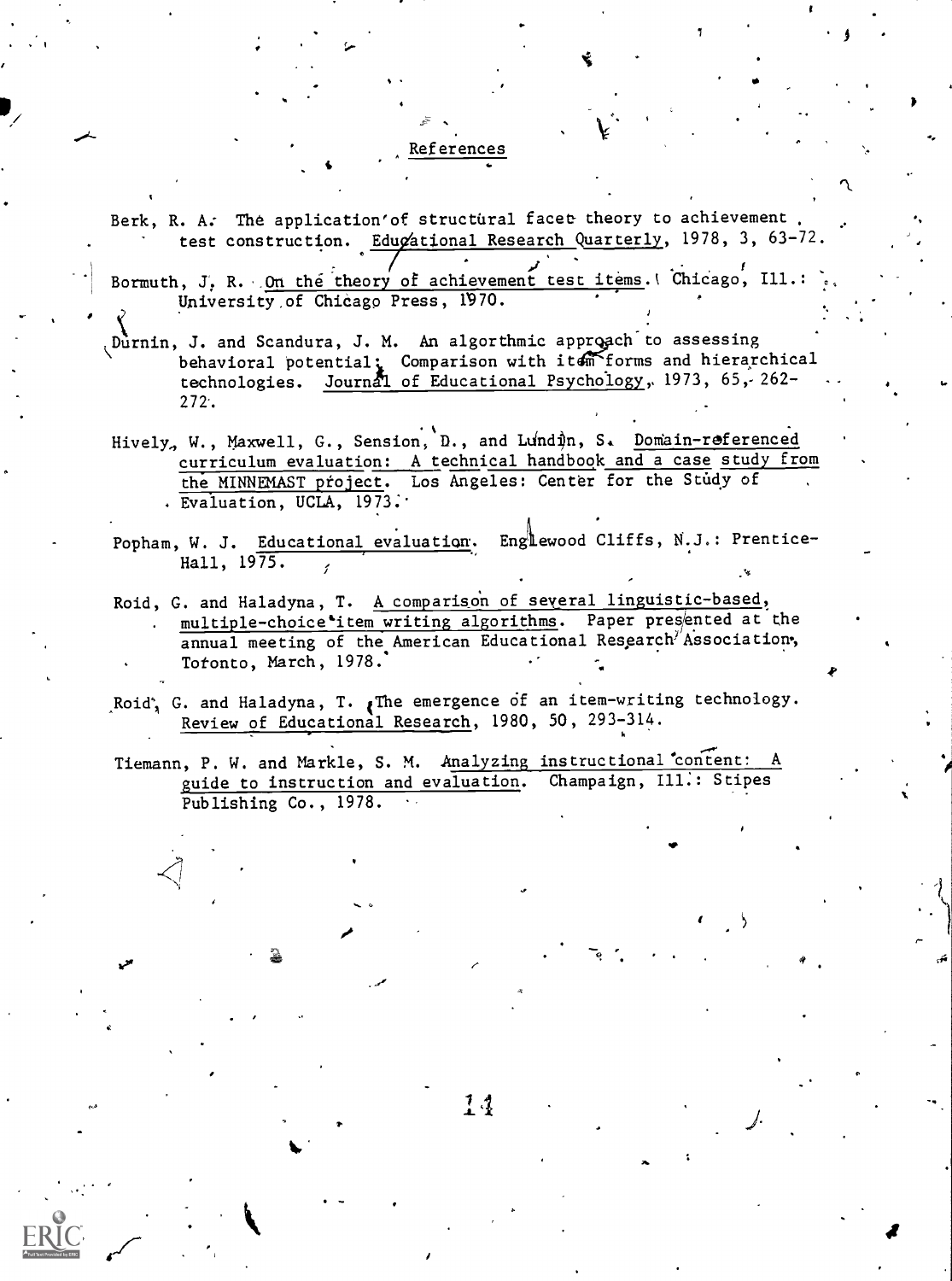## References

Berk, R. A. The application of structural facet theory to achievement test construction. Educational Research Quarterly, 1978, 3, 63-72.

Bormuth, J. R. On the theory of achievement test items. Chicago, Ill.: University of Chicago Press, 1970.

Durnin, J. and Scandura, J. M. An algorthmic approach to assessing behavioral potential: Comparison with item forms and hierarchical technologies. Journal of Educational Psychology, 1973, 65, 262-272.

Hively, W., Maxwell, G., Sension, D., and Lundin, S. Domain-referenced curriculum evaluation: A technical handbook and a case study from the MINNEMAST project. Los Angeles: Center for the Study of Evaluation, UCLA, 1973.

Popham, W. J. Educational evaluation. Englewood Cliffs, N.J.: Prentice-Hall, 1975.

Roid, G. and Haladyna, T. A comparison of several linguistic-based, multiple-choice item writing algorithms. Paper presented at the annual meeting of the American Educational Research Association, Toronto, March, 1978.

Roid, G. and Haladyna, T. The emergence of an item-writing technology. Review of Educational Research, 1980, 50, 293-314.

Tiemann, P. W. and Markle, S. M. Analyzing instructional content: A guide to instruction and evaluation. Champaign, Ill.: Stipes Publishing Co., 1978.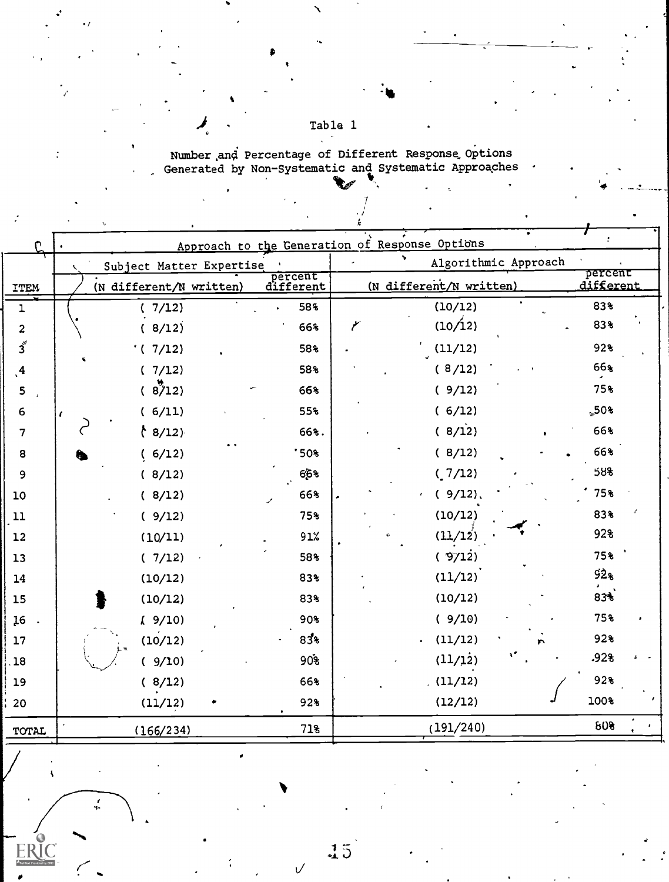Table 1

Number and Percentage of Different Response Options Generated by Non-Systematic and Systematic Approaches

| | Approach to the Generation of Response Options | | | |
|---|---|---|---|---|
| | Subject Matter Expertise | | Algorithmic Approach | |
| ITEM | (N different/N written) | percent different | (N different/N written) | percent different |
| 1 | ( 7/12) | 58% | (10/12) | 83% |
| 2 | ( 8/12) | 66% | (10/12) | 83% |
| 3 | ( 7/12) | 58% | (11/12) | 92% |
| 4 | ( 7/12) | 58% | ( 8/12) | 66% |
| 5 | ( 8/12) | 66% | ( 9/12) | 75% |
| 6 | ( 6/11) | 55% | ( 6/12) | 50% |
| 7 | ( 8/12) | 66% | ( 8/12) | 66% |
| 8 | ( 6/12) | 50% | ( 8/12) | 66% |
| 9 | ( 8/12) | 66% | ( 7/12) | 58% |
| 10 | ( 8/12) | 66% | ( 9/12) | 75% |
| 11 | ( 9/12) | 75% | (10/12) | 83% |
| 12 | (10/11) | 91% | (11/12) | 92% |
| 13 | ( 7/12) | 58% | ( 9/12) | 75% |
| 14 | (10/12) | 83% | (11/12) | 92% |
| 15 | (10/12) | 83% | (10/12) | 83% |
| 16 | ( 9/10) | 90% | ( 9/10) | 75% |
| 17 | (10/12) | 83% | (11/12) | 92% |
| 18 | ( 9/10) | 90% | (11/12) | 92% |
| 19 | ( 8/12) | 66% | (11/12) | 92% |
| 20 | (11/12) | 92% | (12/12) | 100% |
| TOTAL | (166/234) | 71% | (191/240) | 80% |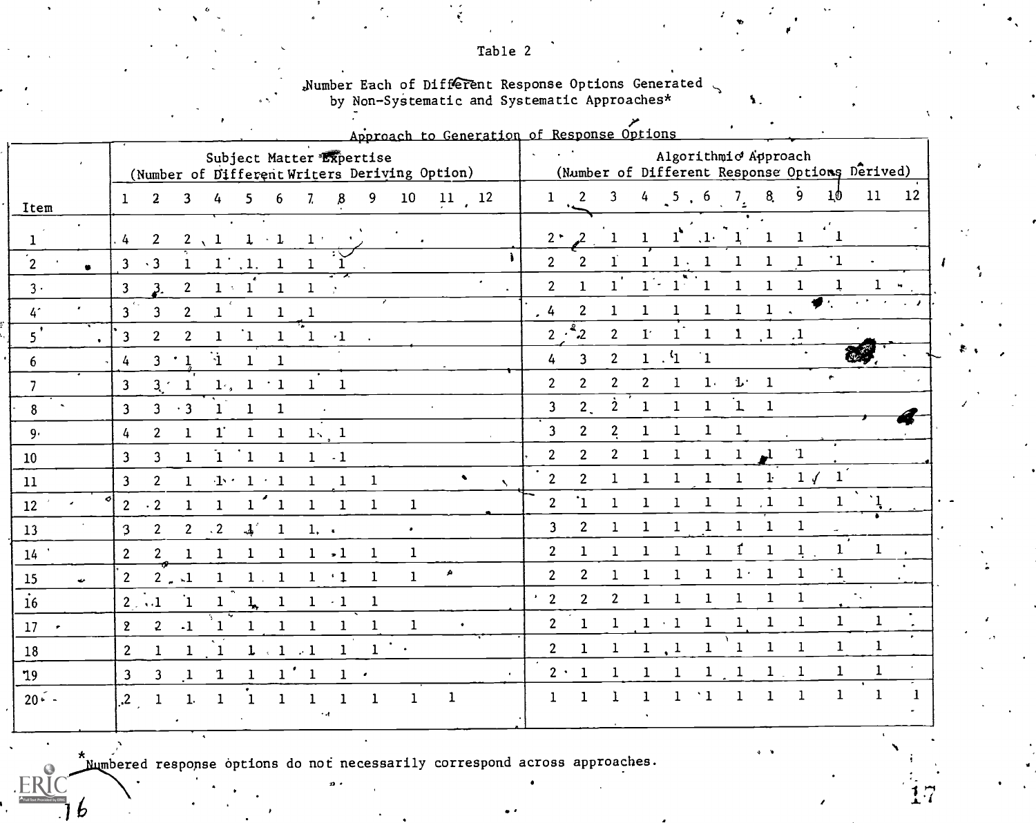Table 2

Number Each of Different Response Options Generated by Non-Systematic and Systematic Approaches*

Approach to Generation of Response Options

| Item | Subject Matter Expertise (Number of Different Writers Deriving Option) | | | | | | | | | | | | Algorithmic Approach (Number of Different Response Options Derived) | | | | | | | | | | | |
|---|---|---|---|---|---|---|---|---|---|---|---|---|---|---|---|---|---|---|---|---|---|---|---|---|
| | 1 | 2 | 3 | 4 | 5 | 6 | 7 | 8 | 9 | 10 | 11 | 12 | 1 | 2 | 3 | 4 | 5 | 6 | 7 | 8 | 9 | 10 | 11 | 12 |
| 1 | 4 | 2 | 2 | 1 | 1 | 1 | 1 | | | | | | 2 | 2 | 1 | 1 | 1 | 1 | 1 | 1 | 1 | 1 | | |
| 2 | 3 | 3 | 1 | 1 | 1 | 1 | 1 | 1 | | | | | 2 | 2 | 1 | 1 | 1 | 1 | 1 | 1 | 1 | 1 | | |
| 3 | 3 | 3 | 2 | 1 | 1 | 1 | 1 | | | | | | 2 | 1 | 1 | 1 | 1 | 1 | 1 | 1 | 1 | 1 | 1 | |
| 4 | 3 | 3 | 2 | 1 | 1 | 1 | 1 | | | | | | 4 | 2 | 1 | 1 | 1 | 1 | 1 | 1 | | | | |
| 5 | 3 | 2 | 2 | 1 | 1 | 1 | 1 | 1 | | | | | 2 | 2 | 2 | 1 | 1 | 1 | 1 | 1 | 1 | | | |
| 6 | 4 | 3 | 1 | 1 | 1 | 1 | | | | | | | 4 | 3 | 2 | 1 | 1 | 1 | | | | | | |
| 7 | 3 | 3 | 1 | 1 | 1 | 1 | 1 | 1 | | | | | 2 | 2 | 2 | 2 | 1 | 1 | 1 | 1 | | | | |
| 8 | 3 | 3 | 3 | 1 | 1 | 1 | | | | | | | 3 | 2 | 2 | 1 | 1 | 1 | 1 | 1 | | | | |
| 9 | 4 | 2 | 1 | 1 | 1 | 1 | 1 | 1 | | | | | 3 | 2 | 2 | 1 | 1 | 1 | 1 | | | | | |
| 10 | 3 | 3 | 1 | 1 | 1 | 1 | 1 | 1 | | | | | 2 | 2 | 2 | 1 | 1 | 1 | 1 | 1 | 1 | | | |
| 11 | 3 | 2 | 1 | 1 | 1 | 1 | 1 | 1 | 1 | | | | 2 | 2 | 1 | 1 | 1 | 1 | 1 | 1 | 1 | 1 | | |
| 12 | 2 | 2 | 1 | 1 | 1 | 1 | 1 | 1 | 1 | 1 | | | 2 | 1 | 1 | 1 | 1 | 1 | 1 | 1 | 1 | 1 | 1 | |
| 13 | 3 | 2 | 2 | 2 | 1 | 1 | 1 | | | | | | 3 | 2 | 1 | 1 | 1 | 1 | 1 | 1 | 1 | | | |
| 14 | 2 | 2 | 1 | 1 | 1 | 1 | 1 | 1 | 1 | 1 | | | 2 | 1 | 1 | 1 | 1 | 1 | 1 | 1 | 1 | 1 | 1 | |
| 15 | 2 | 2 | 1 | 1 | 1 | 1 | 1 | 1 | 1 | 1 | | | 2 | 2 | 1 | 1 | 1 | 1 | 1 | 1 | 1 | 1 | | |
| 16 | 2 | 1 | 1 | 1 | 1 | 1 | 1 | 1 | 1 | | | | 2 | 2 | 2 | 1 | 1 | 1 | 1 | 1 | 1 | | | |
| 17 | 2 | 2 | 1 | 1 | 1 | 1 | 1 | 1 | 1 | 1 | | | 2 | 1 | 1 | 1 | 1 | 1 | 1 | 1 | 1 | 1 | 1 | |
| 18 | 2 | 1 | 1 | 1 | 1 | 1 | 1 | 1 | 1 | | | | 2 | 1 | 1 | 1 | 1 | 1 | 1 | 1 | 1 | 1 | 1 | |
| 19 | 3 | 3 | 1 | 1 | 1 | 1 | 1 | 1 | | | | | 2 | 1 | 1 | 1 | 1 | 1 | 1 | 1 | 1 | 1 | 1 | |
| 20 | 2 | 1 | 1 | 1 | 1 | 1 | 1 | 1 | 1 | 1 | 1 | | 1 | 1 | 1 | 1 | 1 | 1 | 1 | 1 | 1 | 1 | 1 | 1 |

*Numbered response options do not necessarily correspond across approaches.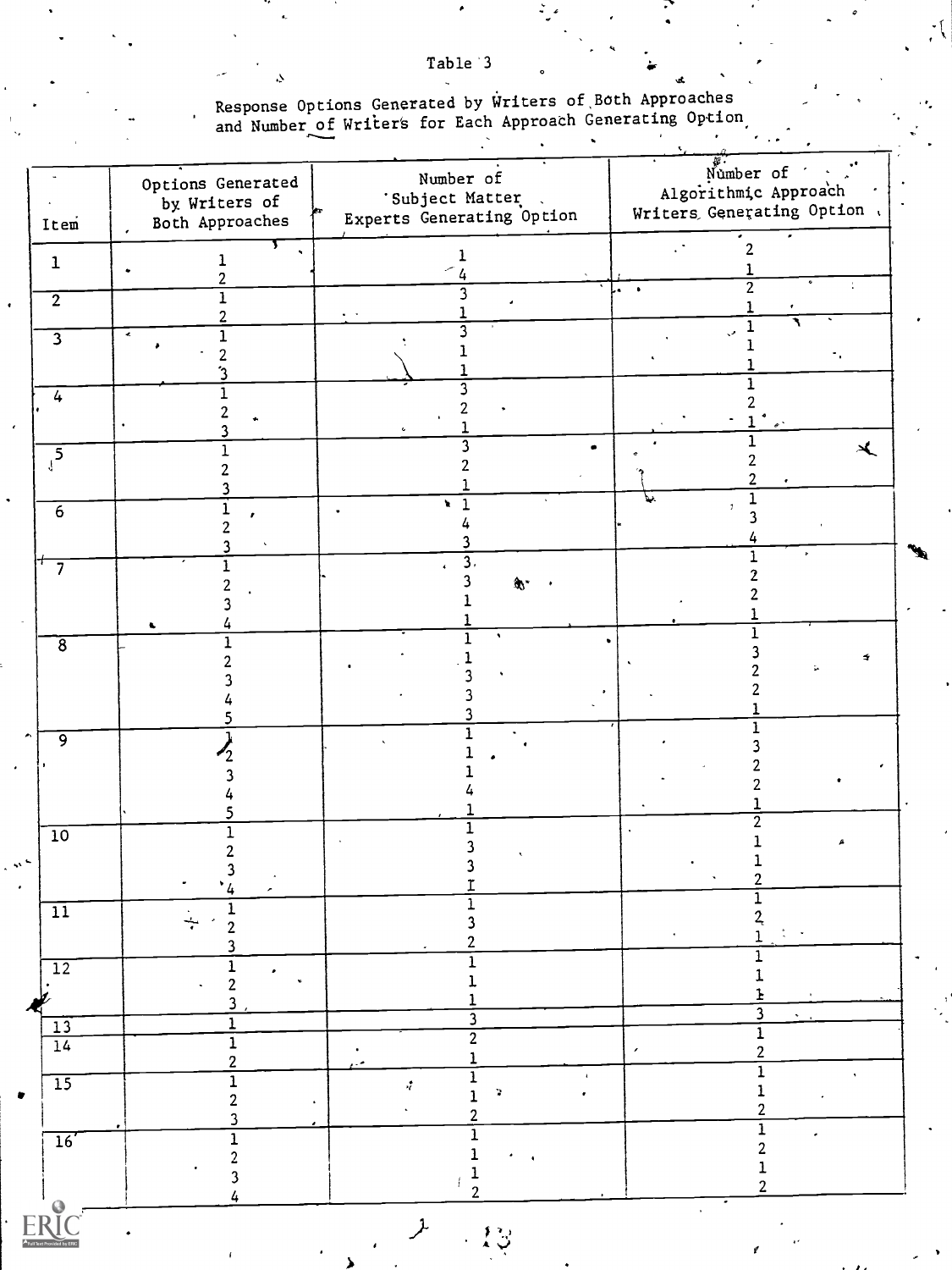Table 3

Response Options Generated by Writers of Both Approaches and Number of Writers for Each Approach Generating Option

| Item | Options Generated by Writers of Both Approaches | Number of Subject Matter Experts Generating Option | Number of Algorithmic Approach Writers Generating Option |
|---|---|---|---|
| 1 | 1 | 1 | 2 |
| | 2 | 4 | 1 |
| 2 | 1 | 3 | 2 |
| | 2 | 1 | 1 |
| 3 | 1 | 3 | 1 |
| | 2 | 1 | 1 |
| | 3 | 1 | 1 |
| 4 | 1 | 3 | 1 |
| | 2 | 2 | 2 |
| | 3 | 1 | 1 |
| 5 | 1 | 3 | 1 |
| | 2 | 2 | 2 |
| | 3 | 1 | 2 |
| 6 | 1 | 1 | 1 |
| | 2 | 4 | 3 |
| | 3 | 3 | 4 |
| 7 | 1 | 3 | 1 |
| | 2 | 3 | 2 |
| | 3 | 1 | 2 |
| | 4 | 1 | 1 |
| 8 | 1 | 1 | 1 |
| | 2 | 1 | 3 |
| | 3 | 3 | 2 |
| | 4 | 3 | 2 |
| | 5 | 3 | 1 |
| 9 | 1 | 1 | 1 |
| | 2 | 1 | 3 |
| | 3 | 1 | 2 |
| | 4 | 4 | 2 |
| | 5 | 1 | 1 |
| 10 | 1 | 1 | 2 |
| | 2 | 3 | 1 |
| | 3 | 3 | 1 |
| | 4 | 1 | 2 |
| 11 | 1 | 1 | 1 |
| | 2 | 3 | 2 |
| | 3 | 2 | 1 |
| 12 | 1 | 1 | 1 |
| | 2 | 1 | 1 |
| | 3 | 1 | 1 |
| 13 | 1 | 3 | 3 |
| 14 | 1 | 2 | 1 |
| | 2 | 1 | 2 |
| 15 | 1 | 1 | 1 |
| | 2 | 1 | 1 |
| | 3 | 2 | 2 |
| 16 | 1 | 1 | 1 |
| | 2 | 1 | 2 |
| | 3 | 1 | 1 |
| | 4 | 2 | 2 |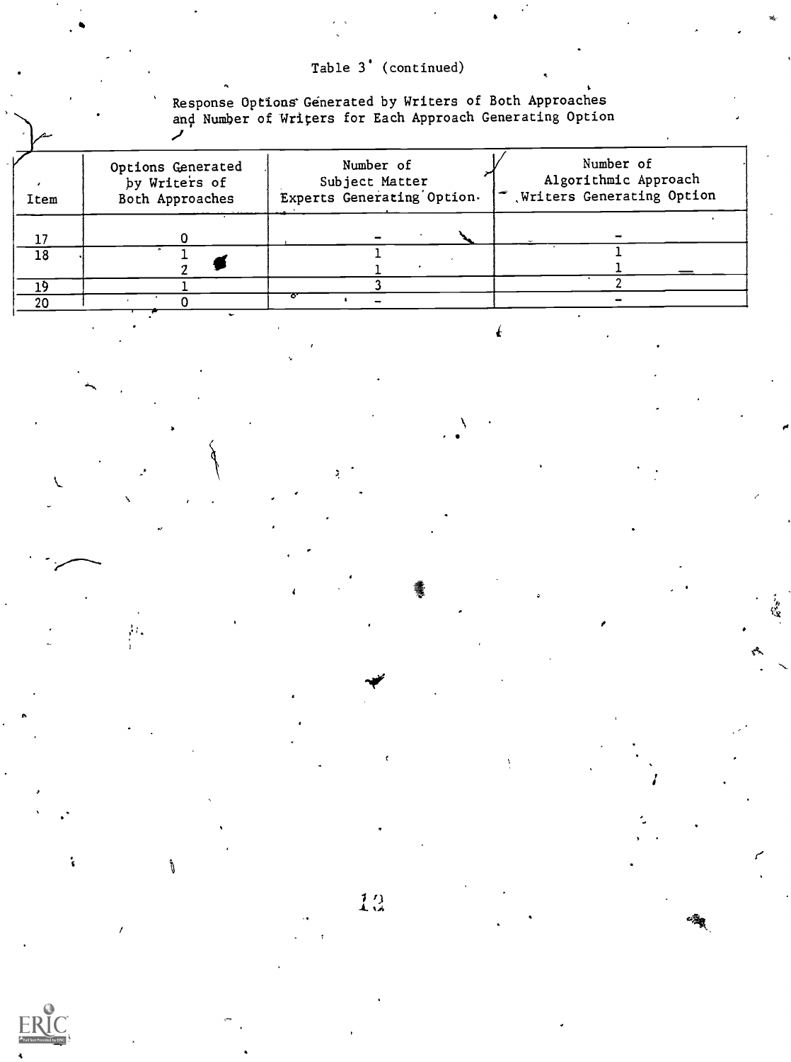Table 3 (continued)

Response Options Generated by Writers of Both Approaches and Number of Writers for Each Approach Generating Option

| Item | Options Generated by Writers of Both Approaches | Number of Subject Matter Experts Generating Option | Number of Algorithmic Approach Writers Generating Option |
|---|---|---|---|
| 17 | 0 | - | - |
| 18 | 1 | 1 | 1 |
| | 2 | 1 | 1 |
| 19 | 1 | 3 | 2 |
| 20 | 0 | - | - |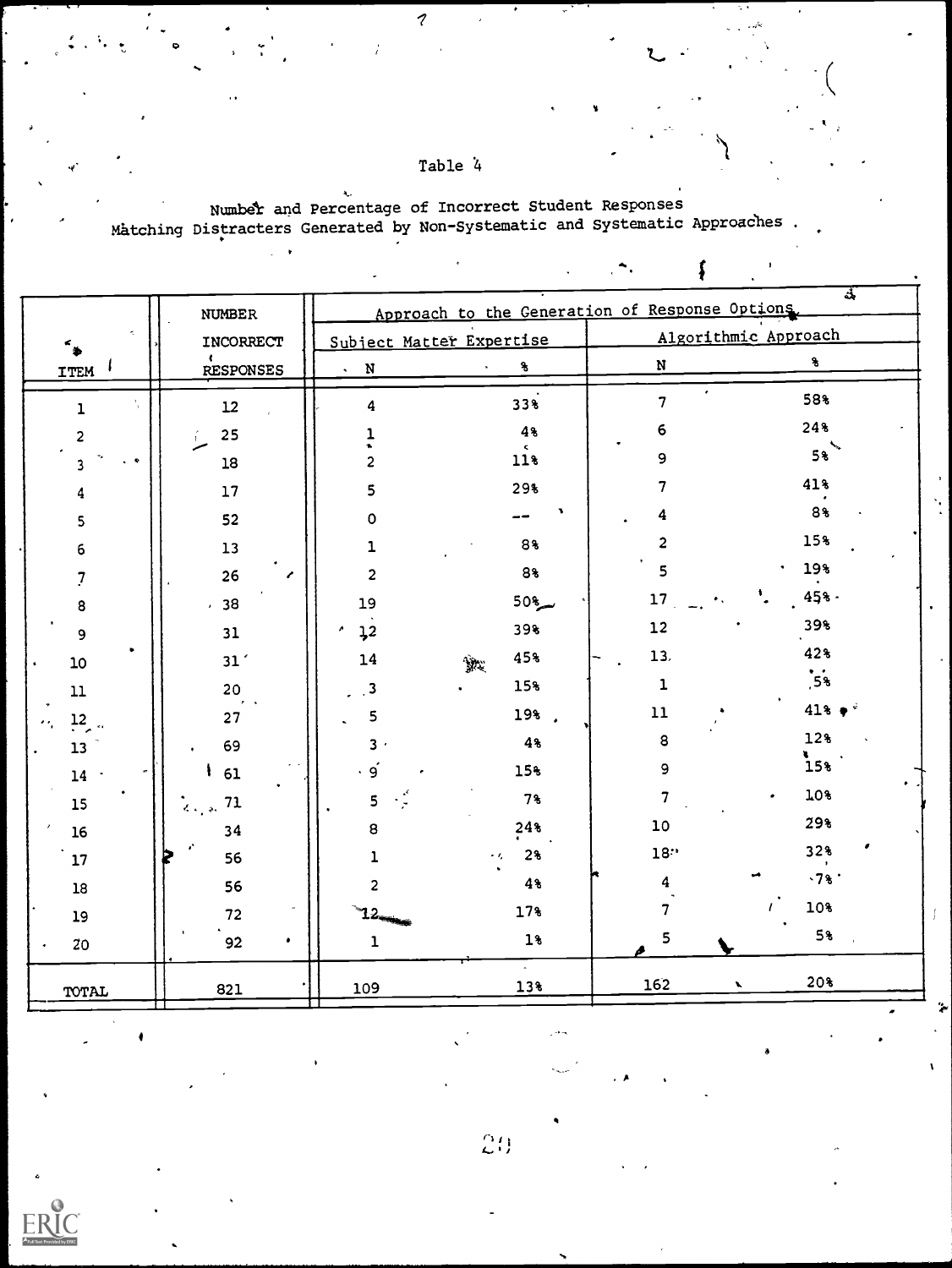Table 4

Number and Percentage of Incorrect Student Responses Matching Distracters Generated by Non-Systematic and Systematic Approaches

| ITEM | NUMBER INCORRECT RESPONSES | Approach to the Generation of Response Options | | | |
|---|---|---|---|---|---|
| | | Subject Matter Expertise | | Algorithmic Approach | |
| | | N | % | N | % |
| 1 | 12 | 4 | 33% | 7 | 58% |
| 2 | 25 | 1 | 4% | 6 | 24% |
| 3 | 18 | 2 | 11% | 9 | 5% |
| 4 | 17 | 5 | 29% | 7 | 41% |
| 5 | 52 | 0 | -- | 4 | 8% |
| 6 | 13 | 1 | 8% | 2 | 15% |
| 7 | 26 | 2 | 8% | 5 | 19% |
| 8 | 38 | 19 | 50% | 17 | 45% |
| 9 | 31 | 12 | 39% | 12 | 39% |
| 10 | 31 | 14 | 45% | 13 | 42% |
| 11 | 20 | 3 | 15% | 1 | 5% |
| 12 | 27 | 5 | 19% | 11 | 41% |
| 13 | 69 | 3 | 4% | 8 | 12% |
| 14 | 61 | 9 | 15% | 9 | 15% |
| 15 | 71 | 5 | 7% | 7 | 10% |
| 16 | 34 | 8 | 24% | 10 | 29% |
| 17 | 56 | 1 | 2% | 18 | 32% |
| 18 | 56 | 2 | 4% | 4 | 7% |
| 19 | 72 | 12 | 17% | 7 | 10% |
| 20 | 92 | 1 | 1% | 5 | 5% |
| TOTAL | 821 | 109 | 13% | 162 | 20% |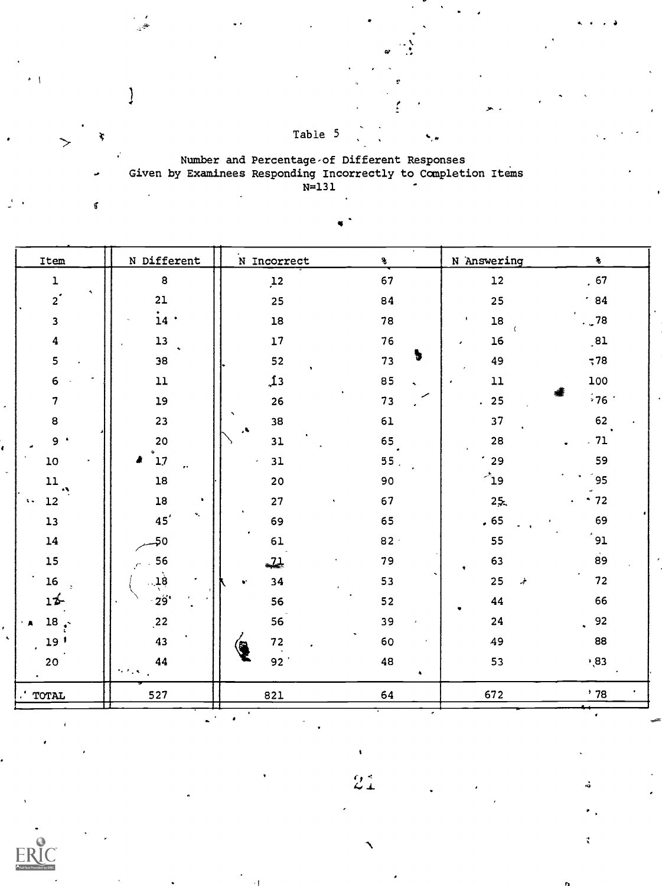Table 5

Number and Percentage of Different Responses
Given by Examinees Responding Incorrectly to Completion Items
N=131

| Item | N Different | N Incorrect | % | N Answering | % |
|---|---|---|---|---|---|
| 1 | 8 | 12 | 67 | 12 | 67 |
| 2 | 21 | 25 | 84 | 25 | 84 |
| 3 | 14 | 18 | 78 | 18 | 78 |
| 4 | 13 | 17 | 76 | 16 | 81 |
| 5 | 38 | 52 | 73 | 49 | 78 |
| 6 | 11 | 13 | 85 | 11 | 100 |
| 7 | 19 | 26 | 73 | 25 | 76 |
| 8 | 23 | 38 | 61 | 37 | 62 |
| 9 | 20 | 31 | 65 | 28 | 71 |
| 10 | 17 | 31 | 55 | 29 | 59 |
| 11 | 18 | 20 | 90 | 19 | 95 |
| 12 | 18 | 27 | 67 | 25 | 72 |
| 13 | 45 | 69 | 65 | 65 | 69 |
| 14 | 50 | 61 | 82 | 55 | 91 |
| 15 | 56 | 71 | 79 | 63 | 89 |
| 16 | 18 | 34 | 53 | 25 | 72 |
| 17 | 29 | 56 | 52 | 44 | 66 |
| 18 | 22 | 56 | 39 | 24 | 92 |
| 19 | 43 | 72 | 60 | 49 | 88 |
| 20 | 44 | 92 | 48 | 53 | 83 |
| TOTAL | 527 | 821 | 64 | 672 | 78 |